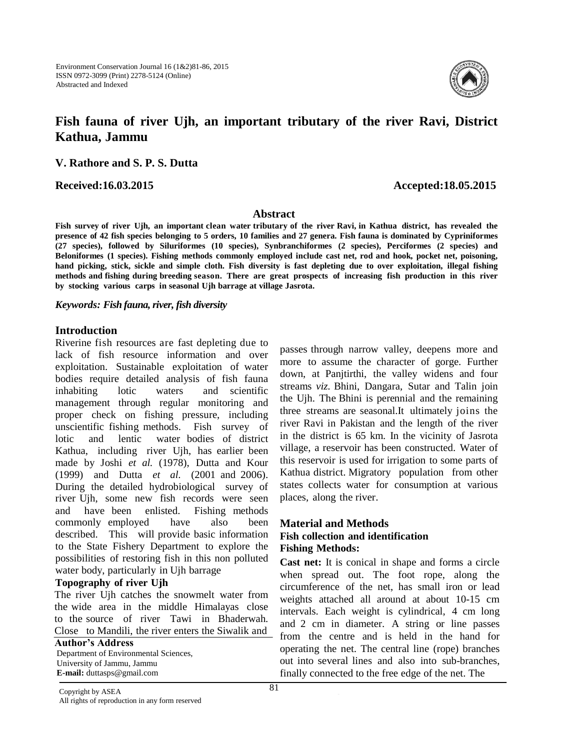# Fish fauna of river Ujh, an important tributary of the river Ravi, District Kathua, Jammu

**V. Rathore and S. P. S. Dutta**

**Received:16.03.2015** **Accepted:18.05.2015**

## Abstract

**Fish survey of river Ujh, an important clean water tributary of the river Ravi, in Kathua district, has revealed the presence of 42 fish species belonging to 5 orders, 10 families and 27 genera. Fish fauna is dominated by Cypriniformes (27 species), followed by Siluriformes (10 species), Synbranchiformes (2 species), Perciformes (2 species) and Beloniformes (1 species). Fishing methods commonly employed include cast net, rod and hook, pocket net, poisoning, hand picking, stick, sickle and simple cloth. Fish diversity is fast depleting due to over exploitation, illegal fishing methods and fishing during breeding season. There are great prospects of increasing fish production in this river by stocking various carps in seasonal Ujh barrage at village Jasrota.**

***Keywords: Fish fauna, river, fish diversity***

## Introduction

Riverine fish resources are fast depleting due to lack of fish resource information and over exploitation. Sustainable exploitation of water bodies require detailed analysis of fish fauna inhabiting lotic waters and scientific management through regular monitoring and proper check on fishing pressure, including unscientific fishing methods. Fish survey of lotic and lentic water bodies of district Kathua, including river Ujh, has earlier been made by Joshi *et al.* (1978), Dutta and Kour (1999) and Dutta *et al.* (2001 and 2006). During the detailed hydrobiological survey of river Ujh, some new fish records were seen and have been enlisted. Fishing methods commonly employed have also been described. This will provide basic information to the State Fishery Department to explore the possibilities of restoring fish in this non polluted water body, particularly in Ujh barrage

### Topography of river Ujh

The river Ujh catches the snowmelt water from the wide area in the middle Himalayas close to the source of river Tawi in Bhaderwah. Close to Mandili, the river enters the Siwalik and passes through narrow valley, deepens more and more to assume the character of gorge. Further down, at Panjtirthi, the valley widens and four streams *viz*. Bhini, Dangara, Sutar and Talin join the Ujh. The Bhini is perennial and the remaining three streams are seasonal.It ultimately joins the river Ravi in Pakistan and the length of the river in the district is 65 km. In the vicinity of Jasrota village, a reservoir has been constructed. Water of this reservoir is used for irrigation to some parts of Kathua district. Migratory population from other states collects water for consumption at various places, along the river.

**Author's Address**
Department of Environmental Sciences,
University of Jammu, Jammu
**E-mail:** duttasps@gmail.com

## Material and Methods

### Fish collection and identification

### Fishing Methods:

**Cast net:** It is conical in shape and forms a circle when spread out. The foot rope, along the circumference of the net, has small iron or lead weights attached all around at about 10-15 cm intervals. Each weight is cylindrical, 4 cm long and 2 cm in diameter. A string or line passes from the centre and is held in the hand for operating the net. The central line (rope) branches out into several lines and also into sub-branches, finally connected to the free edge of the net. The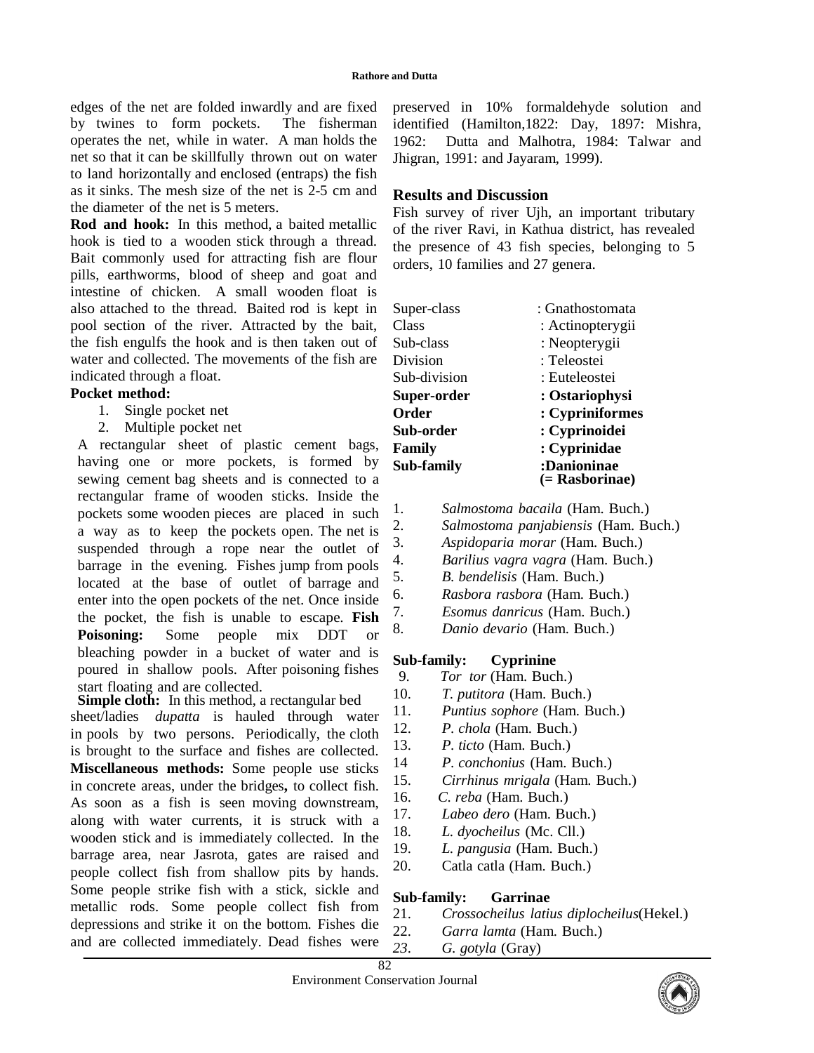edges of the net are folded inwardly and are fixed by twines to form pockets. The fisherman operates the net, while in water. A man holds the net so that it can be skillfully thrown out on water to land horizontally and enclosed (entraps) the fish as it sinks. The mesh size of the net is 2-5 cm and the diameter of the net is 5 meters.

**Rod and hook:** In this method, a baited metallic hook is tied to a wooden stick through a thread. Bait commonly used for attracting fish are flour pills, earthworms, blood of sheep and goat and intestine of chicken. A small wooden float is also attached to the thread. Baited rod is kept in pool section of the river. Attracted by the bait, the fish engulfs the hook and is then taken out of water and collected. The movements of the fish are indicated through a float.

**Pocket method:**

1. Single pocket net
2. Multiple pocket net

A rectangular sheet of plastic cement bags, having one or more pockets, is formed by sewing cement bag sheets and is connected to a rectangular frame of wooden sticks. Inside the pockets some wooden pieces are placed in such a way as to keep the pockets open. The net is suspended through a rope near the outlet of barrage in the evening. Fishes jump from pools located at the base of outlet of barrage and enter into the open pockets of the net. Once inside the pocket, the fish is unable to escape. **Fish Poisoning:** Some people mix DDT or bleaching powder in a bucket of water and is poured in shallow pools. After poisoning fishes start floating and are collected.

**Simple cloth:** In this method, a rectangular bed sheet/ladies *dupatta* is hauled through water in pools by two persons. Periodically, the cloth is brought to the surface and fishes are collected.

**Miscellaneous methods:** Some people use sticks in concrete areas, under the bridges**,** to collect fish. As soon as a fish is seen moving downstream, along with water currents, it is struck with a wooden stick and is immediately collected. In the barrage area, near Jasrota, gates are raised and people collect fish from shallow pits by hands. Some people strike fish with a stick, sickle and metallic rods. Some people collect fish from depressions and strike it on the bottom. Fishes die and are collected immediately. Dead fishes were preserved in 10% formaldehyde solution and identified (Hamilton,1822: Day, 1897: Mishra, 1962: Dutta and Malhotra, 1984: Talwar and Jhigran, 1991: and Jayaram, 1999).

## Results and Discussion

Fish survey of river Ujh, an important tributary of the river Ravi, in Kathua district, has revealed the presence of 43 fish species, belonging to 5 orders, 10 families and 27 genera.

Super-class : Gnathostomata
Class : Actinopterygii
Sub-class : Neopterygii
Division : Teleostei
Sub-division : Euteleostei
**Super-order : Ostariophysi**
**Order : Cypriniformes**
**Sub-order : Cyprinoidei**
**Family : Cyprinidae**
**Sub-family :Danioninae (= Rasborinae)**

1. *Salmostoma bacaila* (Ham. Buch.)
2. *Salmostoma panjabiensis* (Ham. Buch.)
3. *Aspidoparia morar* (Ham. Buch.)
4. *Barilius vagra vagra* (Ham. Buch.)
5. *B. bendelisis* (Ham. Buch.)
6. *Rasbora rasbora* (Ham. Buch.)
7. *Esomus danricus* (Ham. Buch.)
8. *Danio devario* (Ham. Buch.)

**Sub-family: Cyprinine**

9. *Tor tor* (Ham. Buch.)
10. *T. putitora* (Ham. Buch.)
11. *Puntius sophore* (Ham. Buch.)
12. *P. chola* (Ham. Buch.)
13. *P. ticto* (Ham. Buch.)
14. *P. conchonius* (Ham. Buch.)
15. *Cirrhinus mrigala* (Ham. Buch.)
16. *C. reba* (Ham. Buch.)
17. *Labeo dero* (Ham. Buch.)
18. *L. dyocheilus* (Mc. Cll.)
19. *L. pangusia* (Ham. Buch.)
20. Catla catla (Ham. Buch.)

**Sub-family: Garrinae**

21. *Crossocheilus latius diplocheilus*(Hekel.)
22. *Garra lamta* (Ham. Buch.)
23. *G. gotyla* (Gray)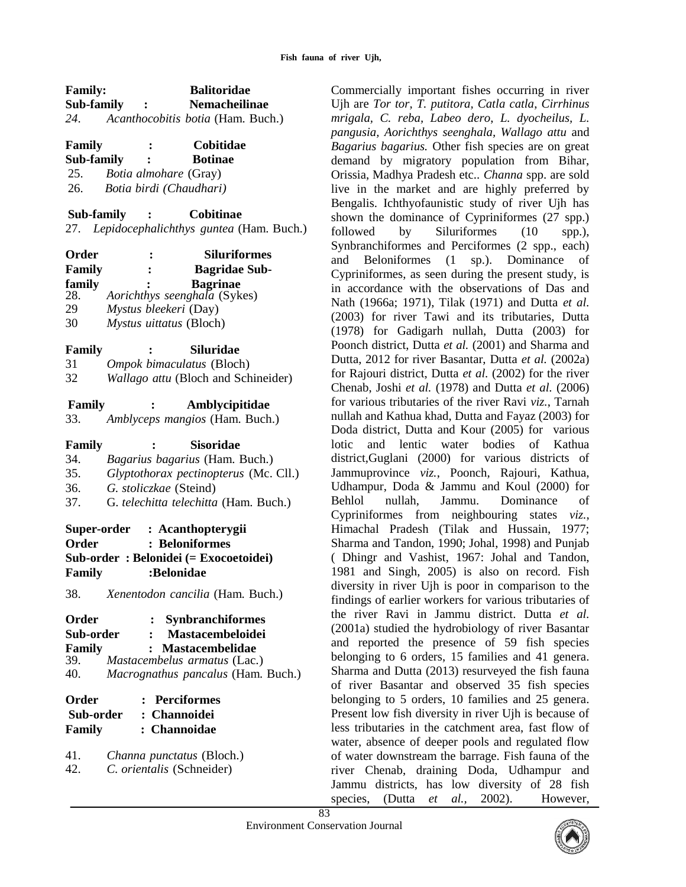**Family: Balitoridae**
**Sub-family : Nemacheilinae**

24. *Acanthocobitis botia* (Ham. Buch.)

**Family : Cobitidae**
**Sub-family : Botinae**

25. *Botia almohare* (Gray)
26. *Botia birdi (Chaudhari)*

**Sub-family : Cobitinae**

27. *Lepidocephalichthys guntea* (Ham. Buch.)

**Order : Siluriformes**
**Family : Bagridae Sub-family : Bagrinae**

28. *Aorichthys seenghala* (Sykes)
29. *Mystus bleekeri* (Day)
30. *Mystus uittatus* (Bloch)

**Family : Siluridae**

31. *Ompok bimaculatus* (Bloch)
32. *Wallago attu* (Bloch and Schineider)

**Family : Amblycipitidae**

33. *Amblyceps mangios* (Ham. Buch.)

**Family : Sisoridae**

34. *Bagarius bagarius* (Ham. Buch.)
35. *Glyptothorax pectinopterus* (Mc. Cll.)
36. *G. stoliczkae* (Steind)
37. G. *telechitta telechitta* (Ham. Buch.)

**Super-order : Acanthopterygii**
**Order : Beloniformes**
**Sub-order : Belonidei (= Exocoetoidei)**
**Family :Belonidae**

38. *Xenentodon cancilia* (Ham. Buch.)

**Order : Synbranchiformes**
**Sub-order : Mastacembeloidei**
**Family : Mastacembelidae**

39. *Mastacembelus armatus* (Lac.)
40. *Macrognathus pancalus* (Ham. Buch.)

**Order : Perciformes**
**Sub-order : Channoidei**
**Family : Channoidae**

41. *Channa punctatus* (Bloch.)
42. *C. orientalis* (Schneider)

Commercially important fishes occurring in river Ujh are *Tor tor, T. putitora, Catla catla, Cirrhinus mrigala, C. reba, Labeo dero, L. dyocheilus, L. pangusia, Aorichthys seenghala, Wallago attu* and *Bagarius bagarius.* Other fish species are on great demand by migratory population from Bihar, Orissia, Madhya Pradesh etc.. *Channa* spp. are sold live in the market and are highly preferred by Bengalis. Ichthyofaunistic study of river Ujh has shown the dominance of Cypriniformes (27 spp.) followed by Siluriformes (10 spp.), Synbranchiformes and Perciformes (2 spp., each) and Beloniformes (1 sp.). Dominance of Cypriniformes, as seen during the present study, is in accordance with the observations of Das and Nath (1966a; 1971), Tilak (1971) and Dutta *et al.* (2003) for river Tawi and its tributaries, Dutta (1978) for Gadigarh nullah, Dutta (2003) for Poonch district, Dutta *et al.* (2001) and Sharma and Dutta, 2012 for river Basantar, Dutta *et al.* (2002a) for Rajouri district, Dutta *et al.* (2002) for the river Chenab, Joshi *et al.* (1978) and Dutta *et al.* (2006) for various tributaries of the river Ravi *viz.*, Tarnah nullah and Kathua khad, Dutta and Fayaz (2003) for Doda district, Dutta and Kour (2005) for various lotic and lentic water bodies of Kathua district,Guglani (2000) for various districts of Jammuprovince *viz.*, Poonch, Rajouri, Kathua, Udhampur, Doda & Jammu and Koul (2000) for Behlol nullah, Jammu. Dominance of Cypriniformes from neighbouring states *viz.*, Himachal Pradesh (Tilak and Hussain, 1977; Sharma and Tandon, 1990; Johal, 1998) and Punjab ( Dhingr and Vashist, 1967: Johal and Tandon, 1981 and Singh, 2005) is also on record. Fish diversity in river Ujh is poor in comparison to the findings of earlier workers for various tributaries of the river Ravi in Jammu district. Dutta *et al.* (2001a) studied the hydrobiology of river Basantar and reported the presence of 59 fish species belonging to 6 orders, 15 families and 41 genera. Sharma and Dutta (2013) resurveyed the fish fauna of river Basantar and observed 35 fish species belonging to 5 orders, 10 families and 25 genera. Present low fish diversity in river Ujh is because of less tributaries in the catchment area, fast flow of water, absence of deeper pools and regulated flow of water downstream the barrage. Fish fauna of the river Chenab, draining Doda, Udhampur and Jammu districts, has low diversity of 28 fish species, (Dutta *et al.,* 2002). However,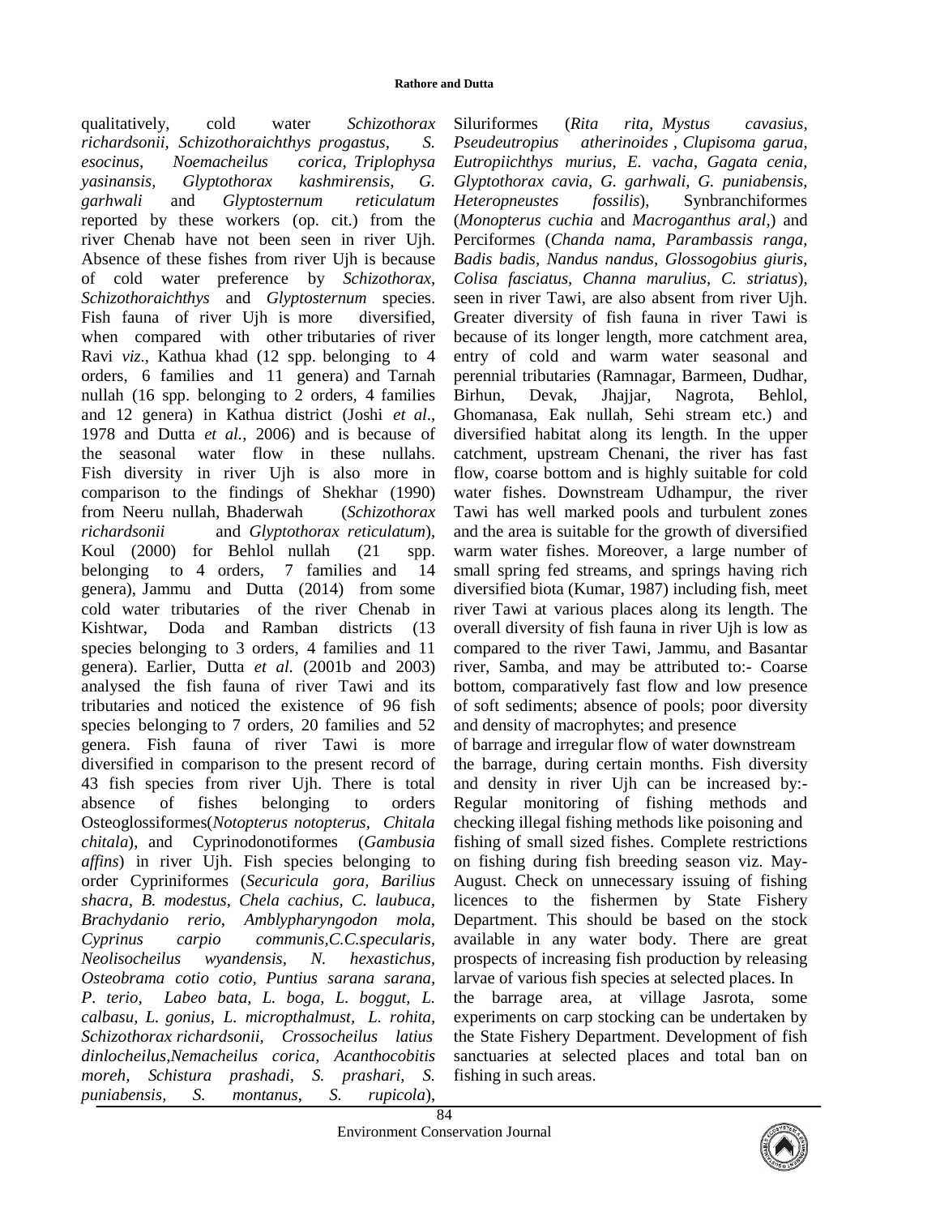qualitatively, cold water *Schizothorax richardsonii, Schizothoraichthys progastus, S. esocinus, Noemacheilus corica, Triplophysa yasinansis, Glyptothorax kashmirensis, G. garhwali* and *Glyptosternum reticulatum* reported by these workers (op. cit.) from the river Chenab have not been seen in river Ujh. Absence of these fishes from river Ujh is because of cold water preference by *Schizothorax, Schizothoraichthys* and *Glyptosternum* species. Fish fauna of river Ujh is more diversified, when compared with other tributaries of river Ravi *viz.*, Kathua khad (12 spp. belonging to 4 orders, 6 families and 11 genera) and Tarnah nullah (16 spp. belonging to 2 orders, 4 families and 12 genera) in Kathua district (Joshi *et al*., 1978 and Dutta *et al.*, 2006) and is because of the seasonal water flow in these nullahs. Fish diversity in river Ujh is also more in comparison to the findings of Shekhar (1990) from Neeru nullah, Bhaderwah (*Schizothorax richardsonii* and *Glyptothorax reticulatum*), Koul (2000) for Behlol nullah (21 spp. belonging to 4 orders, 7 families and 14 genera), Jammu and Dutta (2014) from some cold water tributaries of the river Chenab in Kishtwar, Doda and Ramban districts (13 species belonging to 3 orders, 4 families and 11 genera). Earlier, Dutta *et al.* (2001b and 2003) analysed the fish fauna of river Tawi and its tributaries and noticed the existence of 96 fish species belonging to 7 orders, 20 families and 52 genera. Fish fauna of river Tawi is more diversified in comparison to the present record of 43 fish species from river Ujh. There is total absence of fishes belonging to orders Osteoglossiformes(*Notopterus notopterus, Chitala chitala*), and Cyprinodonotiformes (*Gambusia affins*) in river Ujh. Fish species belonging to order Cypriniformes (*Securicula gora, Barilius shacra, B. modestus, Chela cachius, C. laubuca, Brachydanio rerio, Amblypharyngodon mola, Cyprinus carpio communis,C.C.specularis, Neolisocheilus wyandensis, N. hexastichus, Osteobrama cotio cotio, Puntius sarana sarana, P. terio, Labeo bata, L. boga, L. boggut, L. calbasu, L. gonius, L. micropthalmust, L. rohita, Schizothorax richardsonii, Crossocheilus latius dinlocheilus,Nemacheilus corica, Acanthocobitis moreh, Schistura prashadi, S. prashari, S. puniabensis, S. montanus, S. rupicola*), Siluriformes (*Rita rita, Mystus cavasius, Pseudeutropius atherinoides , Clupisoma garua, Eutropiichthys murius, E. vacha, Gagata cenia, Glyptothorax cavia, G. garhwali, G. puniabensis, Heteropneustes fossilis*), Synbranchiformes (*Monopterus cuchia* and *Macroganthus aral,*) and Perciformes (*Chanda nama, Parambassis ranga, Badis badis, Nandus nandus, Glossogobius giuris, Colisa fasciatus, Channa marulius, C. striatus*), seen in river Tawi, are also absent from river Ujh. Greater diversity of fish fauna in river Tawi is because of its longer length, more catchment area, entry of cold and warm water seasonal and perennial tributaries (Ramnagar, Barmeen, Dudhar, Birhun, Devak, Jhajjar, Nagrota, Behlol, Ghomanasa, Eak nullah, Sehi stream etc.) and diversified habitat along its length. In the upper catchment, upstream Chenani, the river has fast flow, coarse bottom and is highly suitable for cold water fishes. Downstream Udhampur, the river Tawi has well marked pools and turbulent zones and the area is suitable for the growth of diversified warm water fishes. Moreover, a large number of small spring fed streams, and springs having rich diversified biota (Kumar, 1987) including fish, meet river Tawi at various places along its length. The overall diversity of fish fauna in river Ujh is low as compared to the river Tawi, Jammu, and Basantar river, Samba, and may be attributed to:- Coarse bottom, comparatively fast flow and low presence of soft sediments; absence of pools; poor diversity and density of macrophytes; and presence of barrage and irregular flow of water downstream the barrage, during certain months. Fish diversity and density in river Ujh can be increased by:- Regular monitoring of fishing methods and checking illegal fishing methods like poisoning and fishing of small sized fishes. Complete restrictions on fishing during fish breeding season viz. May-August. Check on unnecessary issuing of fishing licences to the fishermen by State Fishery Department. This should be based on the stock available in any water body. There are great prospects of increasing fish production by releasing larvae of various fish species at selected places. In the barrage area, at village Jasrota, some experiments on carp stocking can be undertaken by the State Fishery Department. Development of fish sanctuaries at selected places and total ban on fishing in such areas.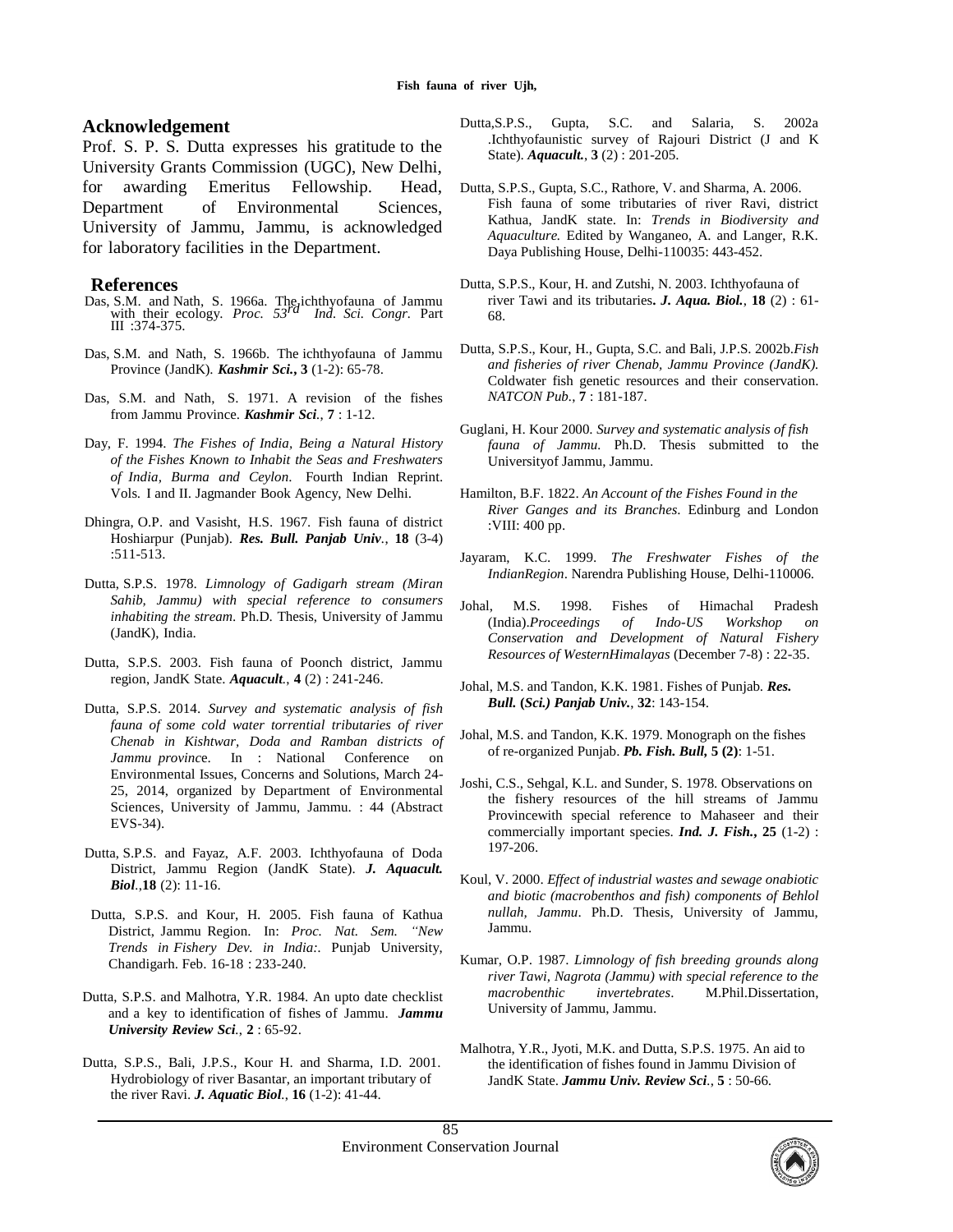## Acknowledgement

Prof. S. P. S. Dutta expresses his gratitude to the University Grants Commission (UGC), New Delhi, for awarding Emeritus Fellowship. Head, Department of Environmental Sciences, University of Jammu, Jammu, is acknowledged for laboratory facilities in the Department.

## References

Das, S.M. and Nath, S. 1966a. The ichthyofauna of Jammu with their ecology. *Proc. 53rd Ind. Sci. Congr.* Part III :374-375.

Das, S.M. and Nath, S. 1966b. The ichthyofauna of Jammu Province (JandK). ***Kashmir Sci.*****, 3** (1-2): 65-78.

Das, S.M. and Nath, S. 1971. A revision of the fishes from Jammu Province. ***Kashmir Sci.***, **7** : 1-12.

Day, F. 1994. *The Fishes of India, Being a Natural History of the Fishes Known to Inhabit the Seas and Freshwaters of India, Burma and Ceylon*. Fourth Indian Reprint. Vols. I and II. Jagmander Book Agency, New Delhi.

Dhingra, O.P. and Vasisht, H.S. 1967. Fish fauna of district Hoshiarpur (Punjab). ***Res. Bull. Panjab Univ.***, **18** (3-4) :511-513.

Dutta, S.P.S. 1978. *Limnology of Gadigarh stream (Miran Sahib, Jammu) with special reference to consumers inhabiting the stream*. Ph.D. Thesis, University of Jammu (JandK), India.

Dutta, S.P.S. 2003. Fish fauna of Poonch district, Jammu region, JandK State. ***Aquacult.***, **4** (2) : 241-246.

Dutta, S.P.S. 2014. *Survey and systematic analysis of fish fauna of some cold water torrential tributaries of river Chenab in Kishtwar, Doda and Ramban districts of Jammu province*. In : National Conference on Environmental Issues, Concerns and Solutions, March 24-25, 2014, organized by Department of Environmental Sciences, University of Jammu, Jammu. : 44 (Abstract EVS-34).

Dutta, S.P.S. and Fayaz, A.F. 2003. Ichthyofauna of Doda District, Jammu Region (JandK State). ***J. Aquacult. Biol.***,**18** (2): 11-16.

Dutta, S.P.S. and Kour, H. 2005. Fish fauna of Kathua District, Jammu Region. In: *Proc. Nat. Sem. "New Trends in Fishery Dev. in India:*. Punjab University, Chandigarh. Feb. 16-18 : 233-240.

Dutta, S.P.S. and Malhotra, Y.R. 1984. An upto date checklist and a key to identification of fishes of Jammu. ***Jammu University Review Sci.***, **2** : 65-92.

Dutta, S.P.S., Bali, J.P.S., Kour H. and Sharma, I.D. 2001. Hydrobiology of river Basantar, an important tributary of the river Ravi. ***J. Aquatic Biol.***, **16** (1-2): 41-44.

Dutta,S.P.S., Gupta, S.C. and Salaria, S. 2002a .Ichthyofaunistic survey of Rajouri District (J and K State). ***Aquacult.***, **3** (2) : 201-205.

Dutta, S.P.S., Gupta, S.C., Rathore, V. and Sharma, A. 2006. Fish fauna of some tributaries of river Ravi, district Kathua, JandK state. In: *Trends in Biodiversity and Aquaculture.* Edited by Wanganeo, A. and Langer, R.K. Daya Publishing House, Delhi-110035: 443-452.

Dutta, S.P.S., Kour, H. and Zutshi, N. 2003. Ichthyofauna of river Tawi and its tributaries**.** ***J. Aqua. Biol.***, **18** (2) : 61-68.

Dutta, S.P.S., Kour, H., Gupta, S.C. and Bali, J.P.S. 2002b.*Fish and fisheries of river Chenab, Jammu Province (JandK).* Coldwater fish genetic resources and their conservation. *NATCON Pub.*, **7** : 181-187.

Guglani, H. Kour 2000. *Survey and systematic analysis of fish fauna of Jammu*. Ph.D. Thesis submitted to the Universityof Jammu, Jammu.

Hamilton, B.F. 1822. *An Account of the Fishes Found in the River Ganges and its Branches*. Edinburg and London :VIII: 400 pp.

Jayaram, K.C. 1999. *The Freshwater Fishes of the IndianRegion*. Narendra Publishing House, Delhi-110006.

Johal, M.S. 1998. Fishes of Himachal Pradesh (India).*Proceedings of Indo-US Workshop on Conservation and Development of Natural Fishery Resources of WesternHimalayas* (December 7-8) : 22-35.

Johal, M.S. and Tandon, K.K. 1981. Fishes of Punjab. ***Res. Bull.* (*Sci.) Panjab Univ.***, **32**: 143-154.

Johal, M.S. and Tandon, K.K. 1979. Monograph on the fishes of re-organized Punjab. ***Pb. Fish. Bull,*** **5 (2)**: 1-51.

Joshi, C.S., Sehgal, K.L. and Sunder, S. 1978. Observations on the fishery resources of the hill streams of Jammu Provincewith special reference to Mahaseer and their commercially important species. ***Ind. J. Fish.*****, 25** (1-2) : 197-206.

Koul, V. 2000. *Effect of industrial wastes and sewage onabiotic and biotic (macrobenthos and fish) components of Behlol nullah, Jammu*. Ph.D. Thesis, University of Jammu, Jammu.

Kumar, O.P. 1987. *Limnology of fish breeding grounds along river Tawi, Nagrota (Jammu) with special reference to the macrobenthic invertebrates*. M.Phil.Dissertation, University of Jammu, Jammu.

Malhotra, Y.R., Jyoti, M.K. and Dutta, S.P.S. 1975. An aid to the identification of fishes found in Jammu Division of JandK State. ***Jammu Univ. Review Sci.***, **5** : 50-66.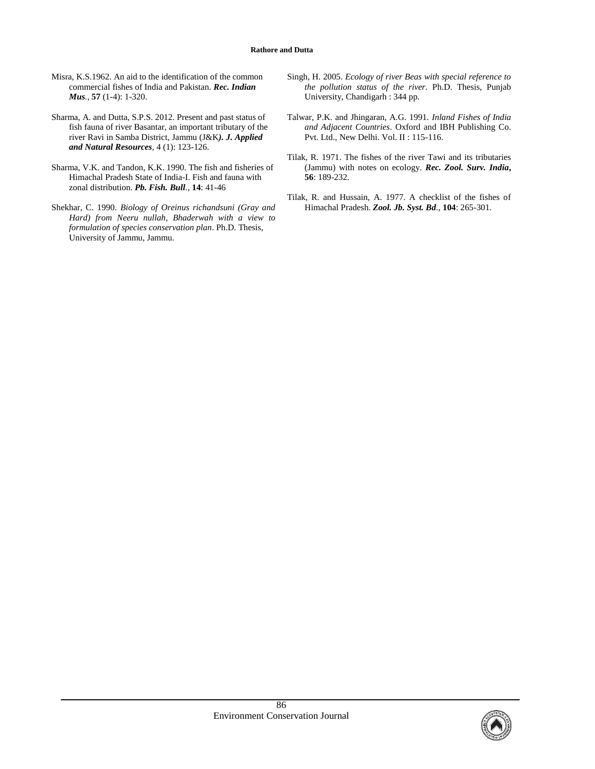Misra, K.S.1962. An aid to the identification of the common commercial fishes of India and Pakistan. ***Rec. Indian Mus.***, **57** (1-4): 1-320.

Sharma, A. and Dutta, S.P.S. 2012. Present and past status of fish fauna of river Basantar, an important tributary of the river Ravi in Samba District, Jammu (J&K***). J. Applied and Natural Resources***, 4 (1): 123-126.

Sharma, V.K. and Tandon, K.K. 1990. The fish and fisheries of Himachal Pradesh State of India-I. Fish and fauna with zonal distribution. ***Pb. Fish. Bull.***, **14**: 41-46

Shekhar, C. 1990. *Biology of Oreinus richandsuni (Gray and Hard) from Neeru nullah, Bhaderwah with a view to formulation of species conservation plan*. Ph.D. Thesis, University of Jammu, Jammu.

Singh, H. 2005. *Ecology of river Beas with special reference to the pollution status of the river*. Ph.D. Thesis, Punjab University, Chandigarh : 344 pp.

Talwar, P.K. and Jhingaran, A.G. 1991. *Inland Fishes of India and Adjacent Countries*. Oxford and IBH Publishing Co. Pvt. Ltd., New Delhi. Vol. II : 115-116.

Tilak, R. 1971. The fishes of the river Tawi and its tributaries (Jammu) with notes on ecology. ***Rec. Zool. Surv. India***, **56**: 189-232.

Tilak, R. and Hussain, A. 1977. A checklist of the fishes of Himachal Pradesh. ***Zool. Jb. Syst. Bd.***, **104**: 265-301.